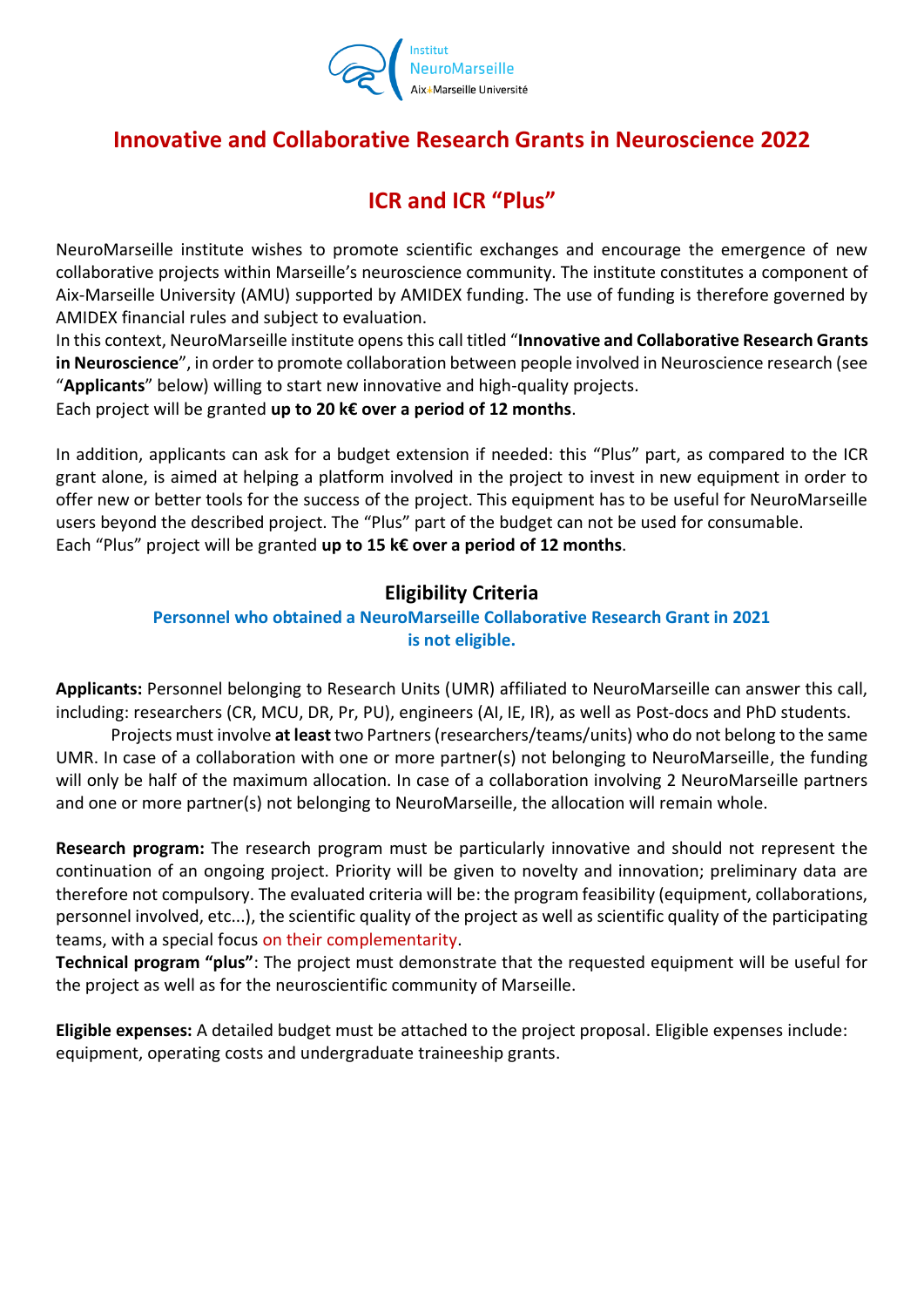# Innovative and Collaborative Research Grants in Neuroscience 2022

## ICR and ICR "Plus"

NeuroMarseille institute wishes to promote scientific exchanges and encourage the emergence of new collaborative projects within Marseille's neuroscience community. The institute constitutes a component of Aix-Marseille University (AMU) supported by AMIDEX funding. The use of funding is therefore governed by AMIDEX financial rules and subject to evaluation.
In this context, NeuroMarseille institute opens this call titled "**Innovative and Collaborative Research Grants in Neuroscience**", in order to promote collaboration between people involved in Neuroscience research (see "**Applicants**" below) willing to start new innovative and high-quality projects.
Each project will be granted **up to 20 k€ over a period of 12 months**.

In addition, applicants can ask for a budget extension if needed: this "Plus" part, as compared to the ICR grant alone, is aimed at helping a platform involved in the project to invest in new equipment in order to offer new or better tools for the success of the project. This equipment has to be useful for NeuroMarseille users beyond the described project. The "Plus" part of the budget can not be used for consumable.
Each "Plus" project will be granted **up to 15 k€ over a period of 12 months**.

### Eligibility Criteria

**Personnel who obtained a NeuroMarseille Collaborative Research Grant in 2021 is not eligible.**

**Applicants:** Personnel belonging to Research Units (UMR) affiliated to NeuroMarseille can answer this call, including: researchers (CR, MCU, DR, Pr, PU), engineers (AI, IE, IR), as well as Post-docs and PhD students.
Projects must involve **at least** two Partners (researchers/teams/units) who do not belong to the same UMR. In case of a collaboration with one or more partner(s) not belonging to NeuroMarseille, the funding will only be half of the maximum allocation. In case of a collaboration involving 2 NeuroMarseille partners and one or more partner(s) not belonging to NeuroMarseille, the allocation will remain whole.

**Research program:** The research program must be particularly innovative and should not represent the continuation of an ongoing project. Priority will be given to novelty and innovation; preliminary data are therefore not compulsory. The evaluated criteria will be: the program feasibility (equipment, collaborations, personnel involved, etc...), the scientific quality of the project as well as scientific quality of the participating teams, with a special focus on their complementarity.
**Technical program "plus"**: The project must demonstrate that the requested equipment will be useful for the project as well as for the neuroscientific community of Marseille.

**Eligible expenses:** A detailed budget must be attached to the project proposal. Eligible expenses include: equipment, operating costs and undergraduate traineeship grants.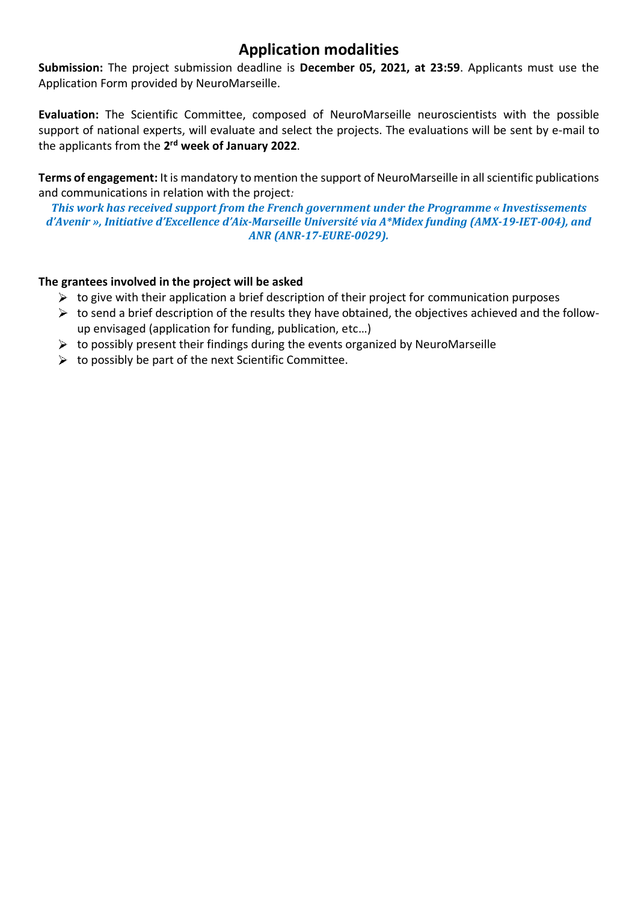# Application modalities

**Submission:** The project submission deadline is **December 05, 2021, at 23:59**. Applicants must use the Application Form provided by NeuroMarseille.

**Evaluation:** The Scientific Committee, composed of NeuroMarseille neuroscientists with the possible support of national experts, will evaluate and select the projects. The evaluations will be sent by e-mail to the applicants from the **2rd week of January 2022**.

**Terms of engagement:** It is mandatory to mention the support of NeuroMarseille in all scientific publications and communications in relation with the project*:*

***This work has received support from the French government under the Programme « Investissements d'Avenir », Initiative d'Excellence d'Aix-Marseille Université via A*Midex funding (AMX-19-IET-004), and ANR (ANR-17-EURE-0029).***

**The grantees involved in the project will be asked**

- to give with their application a brief description of their project for communication purposes
- to send a brief description of the results they have obtained, the objectives achieved and the follow-up envisaged (application for funding, publication, etc…)
- to possibly present their findings during the events organized by NeuroMarseille
- to possibly be part of the next Scientific Committee.